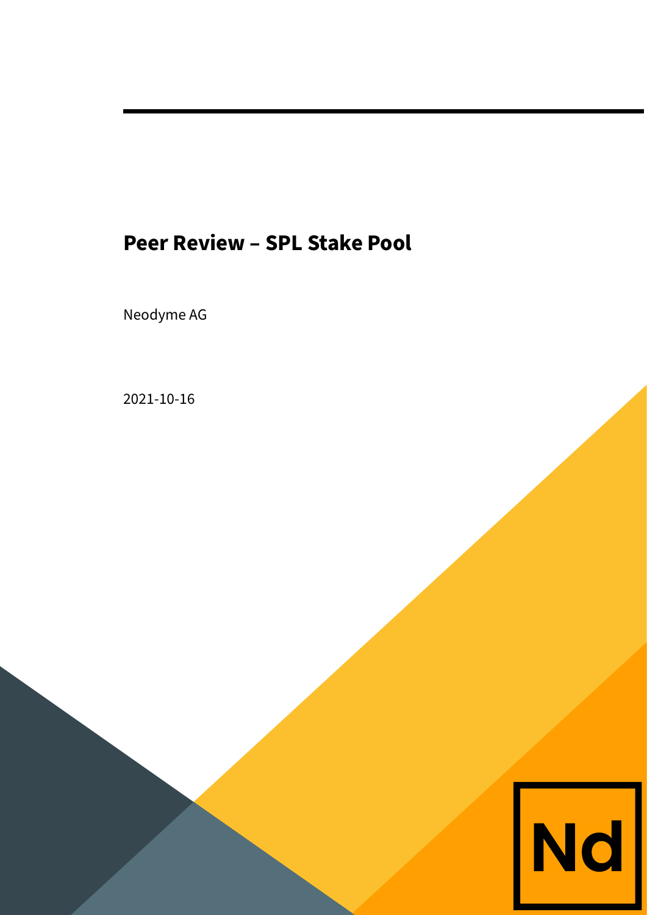# Peer Review – SPL Stake Pool

Neodyme AG

2021-10-16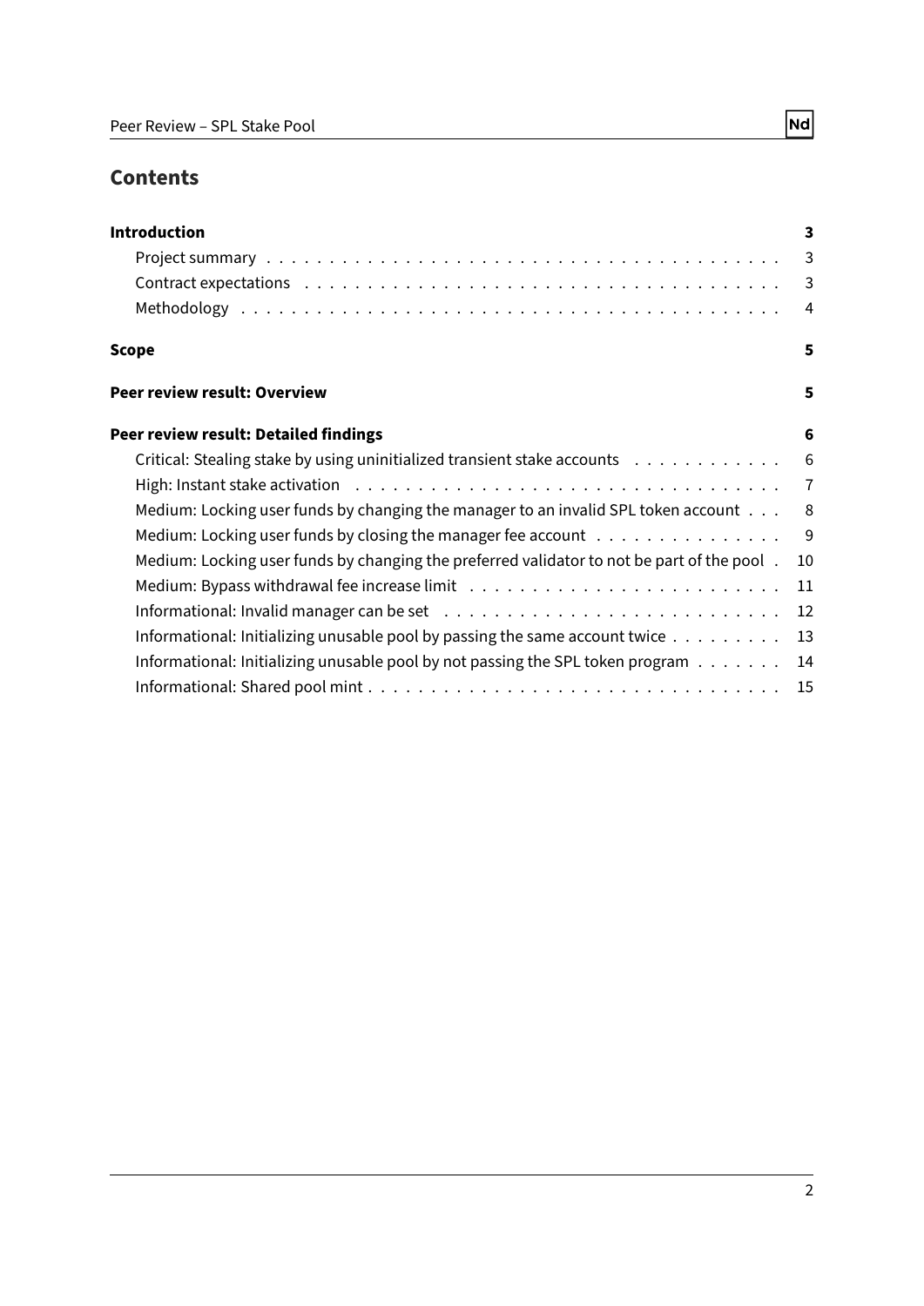# Contents

**Introduction** — 3
- Project summary — 3
- Contract expectations — 3
- Methodology — 4

**Scope** — 5

**Peer review result: Overview** — 5

**Peer review result: Detailed findings** — 6
- Critical: Stealing stake by using uninitialized transient stake accounts — 6
- High: Instant stake activation — 7
- Medium: Locking user funds by changing the manager to an invalid SPL token account — 8
- Medium: Locking user funds by closing the manager fee account — 9
- Medium: Locking user funds by changing the preferred validator to not be part of the pool — 10
- Medium: Bypass withdrawal fee increase limit — 11
- Informational: Invalid manager can be set — 12
- Informational: Initializing unusable pool by passing the same account twice — 13
- Informational: Initializing unusable pool by not passing the SPL token program — 14
- Informational: Shared pool mint — 15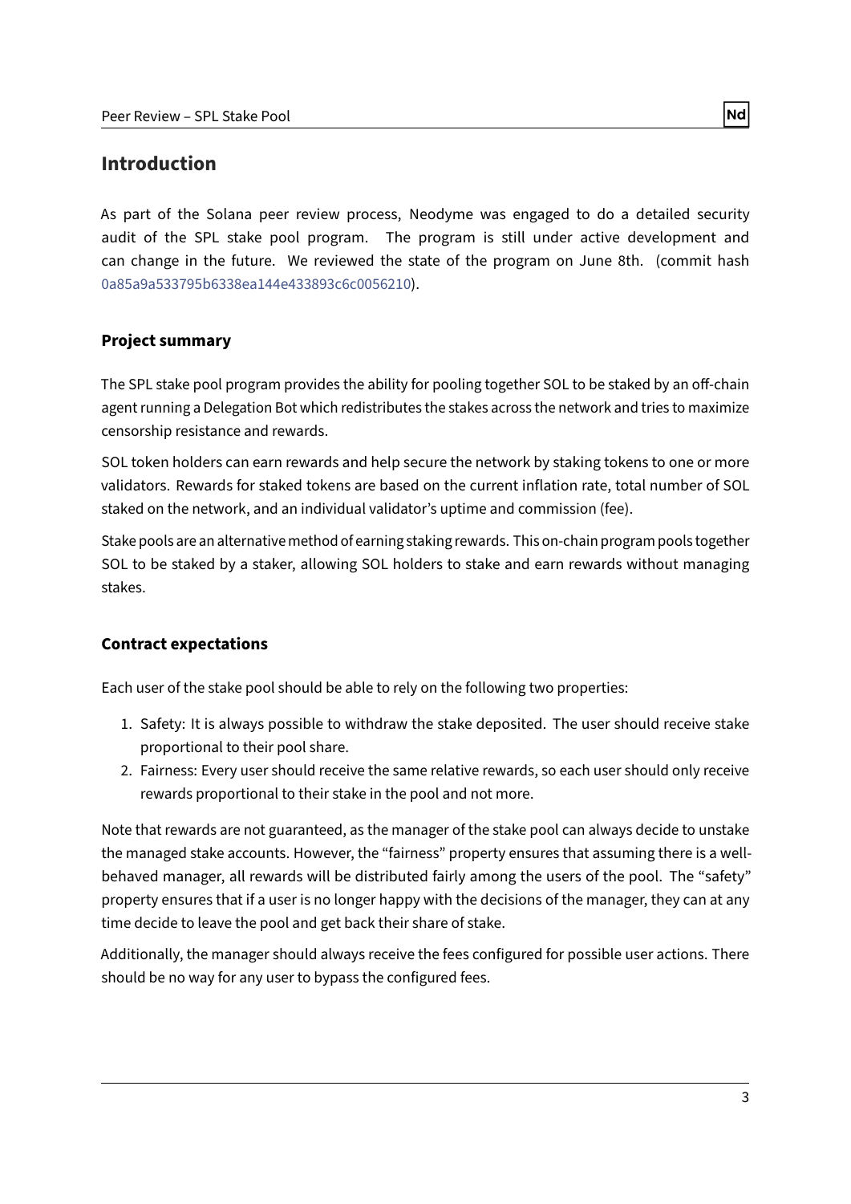# Introduction

As part of the Solana peer review process, Neodyme was engaged to do a detailed security audit of the SPL stake pool program. The program is still under active development and can change in the future. We reviewed the state of the program on June 8th. (commit hash 0a85a9a533795b6338ea144e433893c6c0056210).

## Project summary

The SPL stake pool program provides the ability for pooling together SOL to be staked by an off-chain agent running a Delegation Bot which redistributes the stakes across the network and tries to maximize censorship resistance and rewards.

SOL token holders can earn rewards and help secure the network by staking tokens to one or more validators. Rewards for staked tokens are based on the current inflation rate, total number of SOL staked on the network, and an individual validator's uptime and commission (fee).

Stake pools are an alternative method of earning staking rewards. This on-chain program pools together SOL to be staked by a staker, allowing SOL holders to stake and earn rewards without managing stakes.

## Contract expectations

Each user of the stake pool should be able to rely on the following two properties:

1. Safety: It is always possible to withdraw the stake deposited. The user should receive stake proportional to their pool share.
2. Fairness: Every user should receive the same relative rewards, so each user should only receive rewards proportional to their stake in the pool and not more.

Note that rewards are not guaranteed, as the manager of the stake pool can always decide to unstake the managed stake accounts. However, the "fairness" property ensures that assuming there is a well-behaved manager, all rewards will be distributed fairly among the users of the pool. The "safety" property ensures that if a user is no longer happy with the decisions of the manager, they can at any time decide to leave the pool and get back their share of stake.

Additionally, the manager should always receive the fees configured for possible user actions. There should be no way for any user to bypass the configured fees.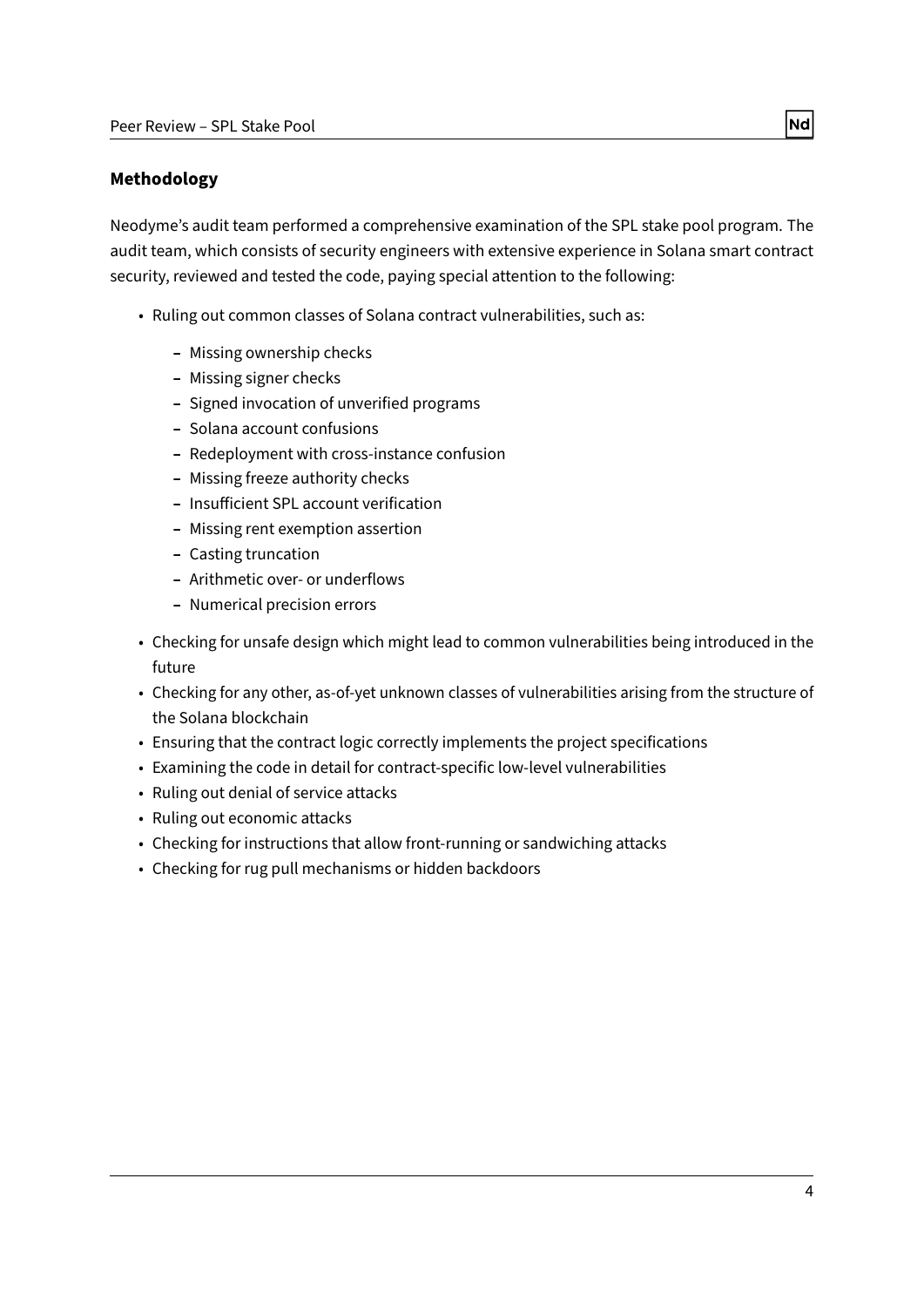## Methodology

Neodyme's audit team performed a comprehensive examination of the SPL stake pool program. The audit team, which consists of security engineers with extensive experience in Solana smart contract security, reviewed and tested the code, paying special attention to the following:

- Ruling out common classes of Solana contract vulnerabilities, such as:
  - Missing ownership checks
  - Missing signer checks
  - Signed invocation of unverified programs
  - Solana account confusions
  - Redeployment with cross-instance confusion
  - Missing freeze authority checks
  - Insufficient SPL account verification
  - Missing rent exemption assertion
  - Casting truncation
  - Arithmetic over- or underflows
  - Numerical precision errors
- Checking for unsafe design which might lead to common vulnerabilities being introduced in the future
- Checking for any other, as-of-yet unknown classes of vulnerabilities arising from the structure of the Solana blockchain
- Ensuring that the contract logic correctly implements the project specifications
- Examining the code in detail for contract-specific low-level vulnerabilities
- Ruling out denial of service attacks
- Ruling out economic attacks
- Checking for instructions that allow front-running or sandwiching attacks
- Checking for rug pull mechanisms or hidden backdoors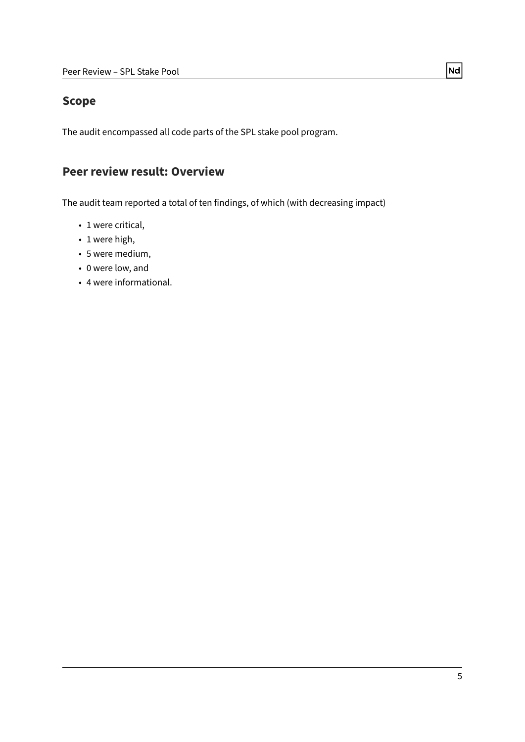## Scope

The audit encompassed all code parts of the SPL stake pool program.

## Peer review result: Overview

The audit team reported a total of ten findings, of which (with decreasing impact)

- 1 were critical,
- 1 were high,
- 5 were medium,
- 0 were low, and
- 4 were informational.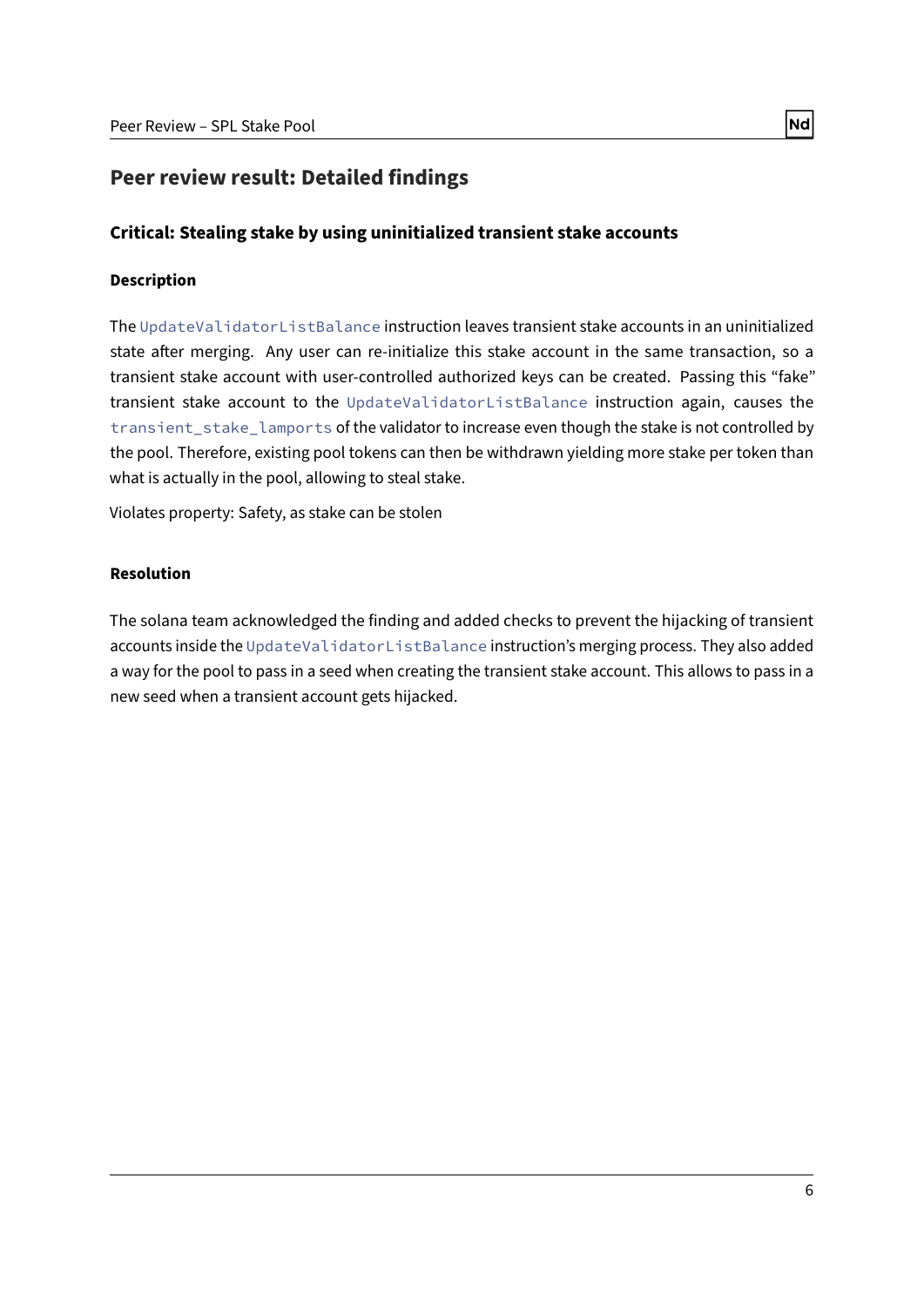## Peer review result: Detailed findings

### Critical: Stealing stake by using uninitialized transient stake accounts

#### Description

The `UpdateValidatorListBalance` instruction leaves transient stake accounts in an uninitialized state after merging. Any user can re-initialize this stake account in the same transaction, so a transient stake account with user-controlled authorized keys can be created. Passing this "fake" transient stake account to the `UpdateValidatorListBalance` instruction again, causes the `transient_stake_lamports` of the validator to increase even though the stake is not controlled by the pool. Therefore, existing pool tokens can then be withdrawn yielding more stake per token than what is actually in the pool, allowing to steal stake.

Violates property: Safety, as stake can be stolen

#### Resolution

The solana team acknowledged the finding and added checks to prevent the hijacking of transient accounts inside the `UpdateValidatorListBalance` instruction's merging process. They also added a way for the pool to pass in a seed when creating the transient stake account. This allows to pass in a new seed when a transient account gets hijacked.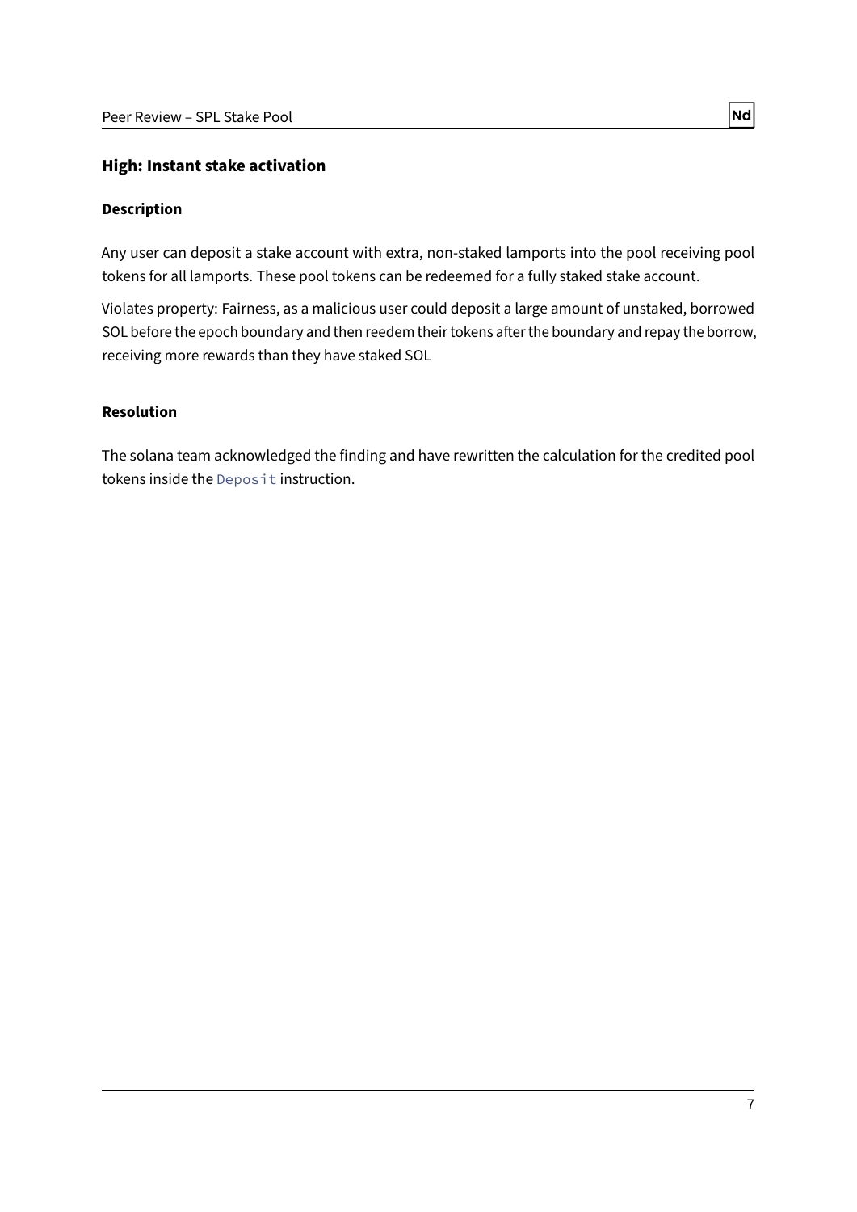## High: Instant stake activation

### Description

Any user can deposit a stake account with extra, non-staked lamports into the pool receiving pool tokens for all lamports. These pool tokens can be redeemed for a fully staked stake account.

Violates property: Fairness, as a malicious user could deposit a large amount of unstaked, borrowed SOL before the epoch boundary and then reedem their tokens after the boundary and repay the borrow, receiving more rewards than they have staked SOL

### Resolution

The solana team acknowledged the finding and have rewritten the calculation for the credited pool tokens inside the `Deposit` instruction.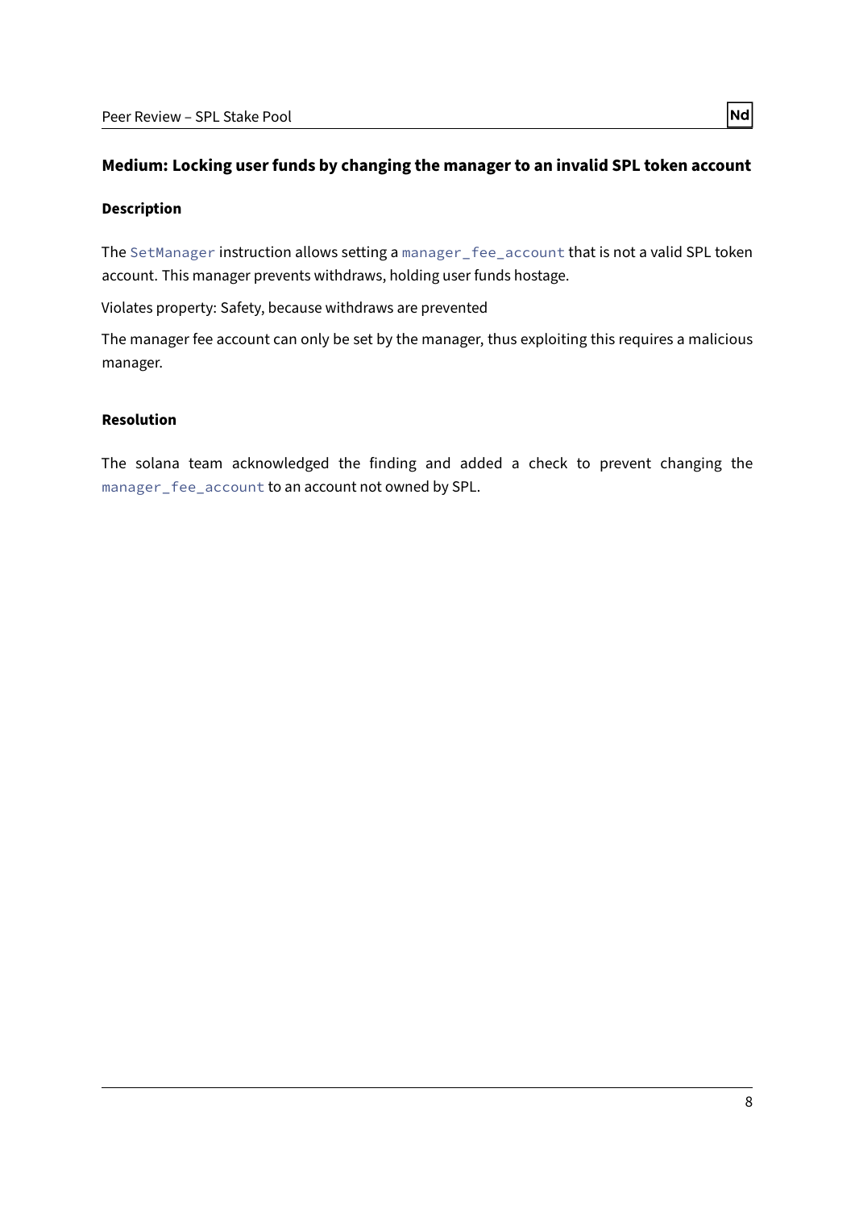### Medium: Locking user funds by changing the manager to an invalid SPL token account

#### Description

The `SetManager` instruction allows setting a `manager_fee_account` that is not a valid SPL token account. This manager prevents withdraws, holding user funds hostage.

Violates property: Safety, because withdraws are prevented

The manager fee account can only be set by the manager, thus exploiting this requires a malicious manager.

#### Resolution

The solana team acknowledged the finding and added a check to prevent changing the `manager_fee_account` to an account not owned by SPL.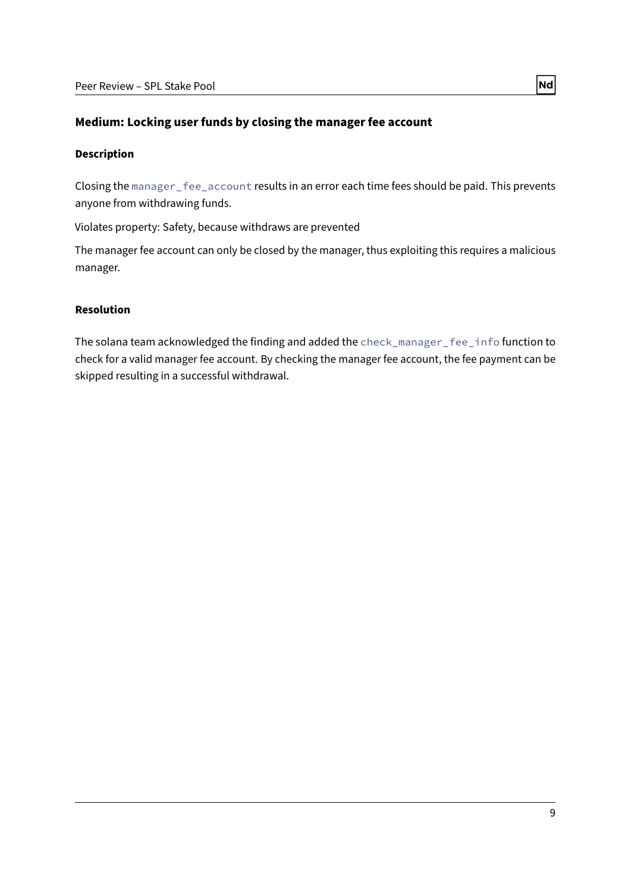### Medium: Locking user funds by closing the manager fee account

#### Description

Closing the `manager_fee_account` results in an error each time fees should be paid. This prevents anyone from withdrawing funds.

Violates property: Safety, because withdraws are prevented

The manager fee account can only be closed by the manager, thus exploiting this requires a malicious manager.

#### Resolution

The solana team acknowledged the finding and added the `check_manager_fee_info` function to check for a valid manager fee account. By checking the manager fee account, the fee payment can be skipped resulting in a successful withdrawal.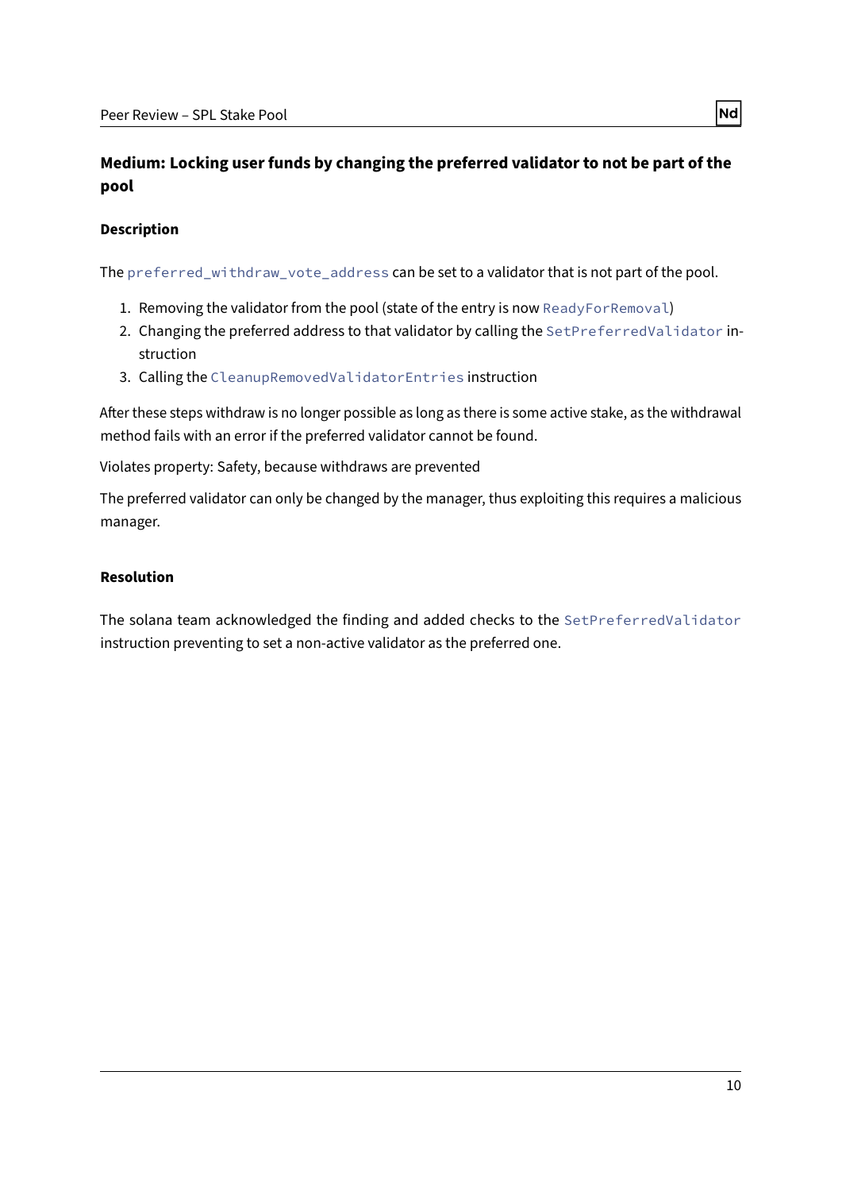## Medium: Locking user funds by changing the preferred validator to not be part of the pool

### Description

The `preferred_withdraw_vote_address` can be set to a validator that is not part of the pool.

1. Removing the validator from the pool (state of the entry is now `ReadyForRemoval`)
2. Changing the preferred address to that validator by calling the `SetPreferredValidator` instruction
3. Calling the `CleanupRemovedValidatorEntries` instruction

After these steps withdraw is no longer possible as long as there is some active stake, as the withdrawal method fails with an error if the preferred validator cannot be found.

Violates property: Safety, because withdraws are prevented

The preferred validator can only be changed by the manager, thus exploiting this requires a malicious manager.

### Resolution

The solana team acknowledged the finding and added checks to the `SetPreferredValidator` instruction preventing to set a non-active validator as the preferred one.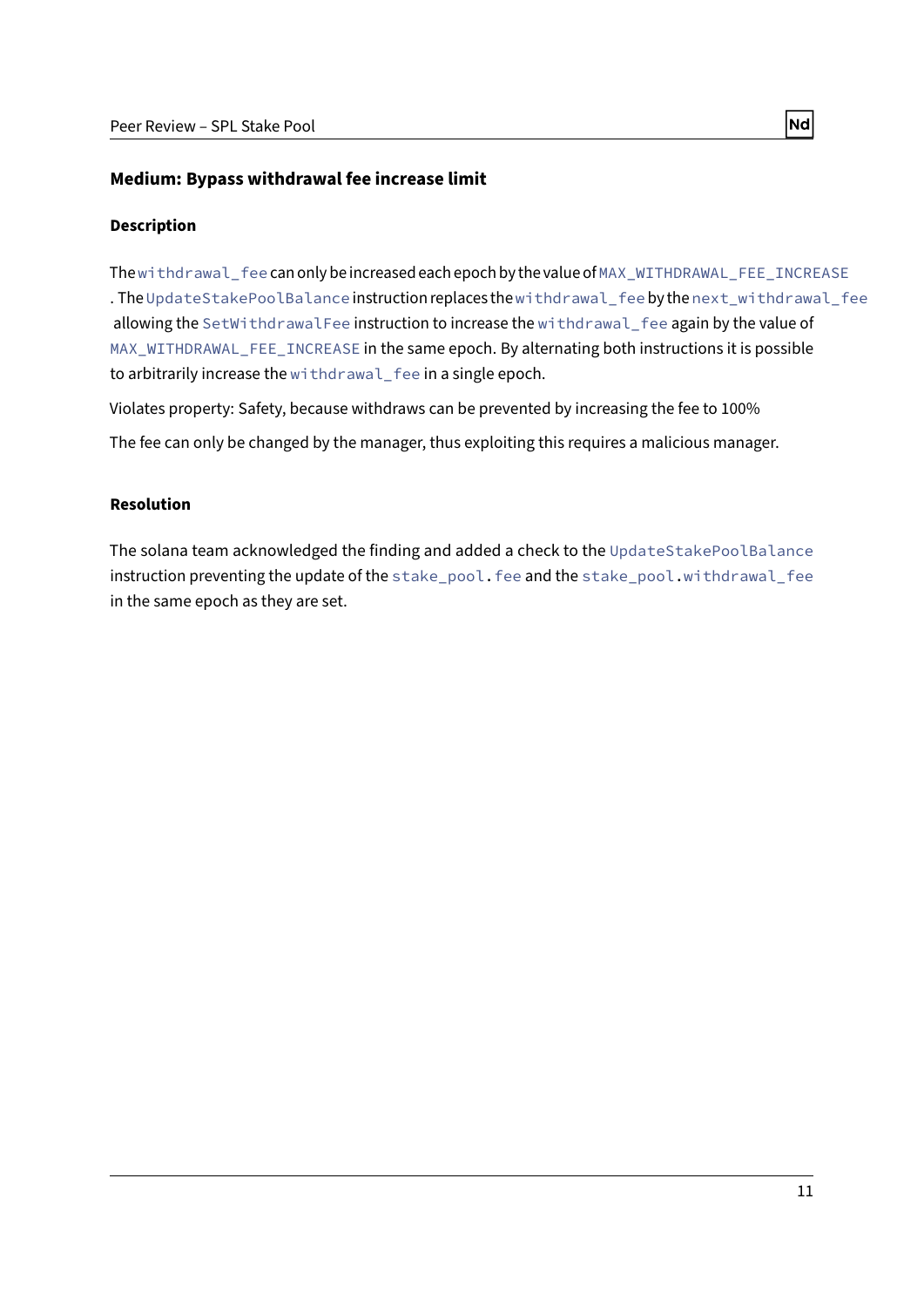## Medium: Bypass withdrawal fee increase limit

### Description

The `withdrawal_fee` can only be increased each epoch by the value of `MAX_WITHDRAWAL_FEE_INCREASE`. The `UpdateStakePoolBalance` instruction replaces the `withdrawal_fee` by the `next_withdrawal_fee` allowing the `SetWithdrawalFee` instruction to increase the `withdrawal_fee` again by the value of `MAX_WITHDRAWAL_FEE_INCREASE` in the same epoch. By alternating both instructions it is possible to arbitrarily increase the `withdrawal_fee` in a single epoch.

Violates property: Safety, because withdraws can be prevented by increasing the fee to 100%

The fee can only be changed by the manager, thus exploiting this requires a malicious manager.

### Resolution

The solana team acknowledged the finding and added a check to the `UpdateStakePoolBalance` instruction preventing the update of the `stake_pool.fee` and the `stake_pool.withdrawal_fee` in the same epoch as they are set.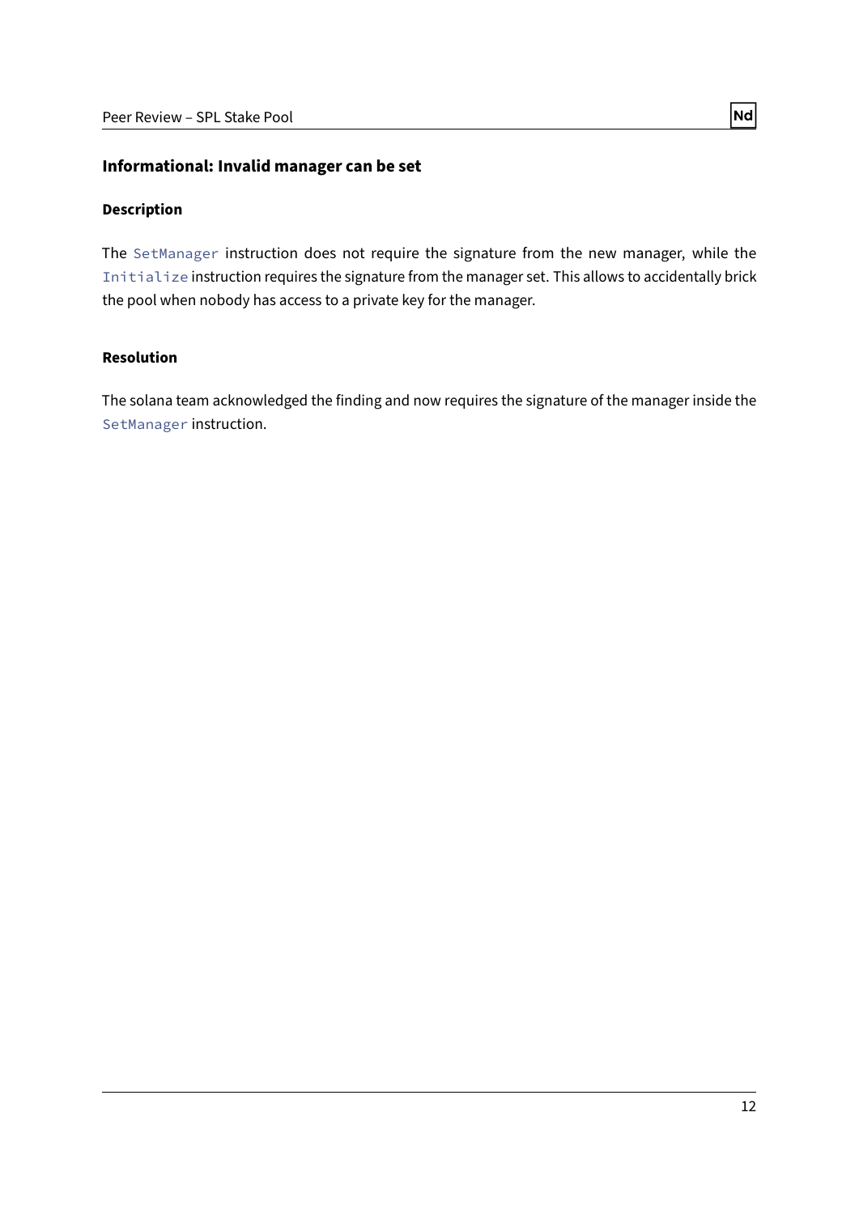### Informational: Invalid manager can be set

#### Description

The `SetManager` instruction does not require the signature from the new manager, while the `Initialize` instruction requires the signature from the manager set. This allows to accidentally brick the pool when nobody has access to a private key for the manager.

#### Resolution

The solana team acknowledged the finding and now requires the signature of the manager inside the `SetManager` instruction.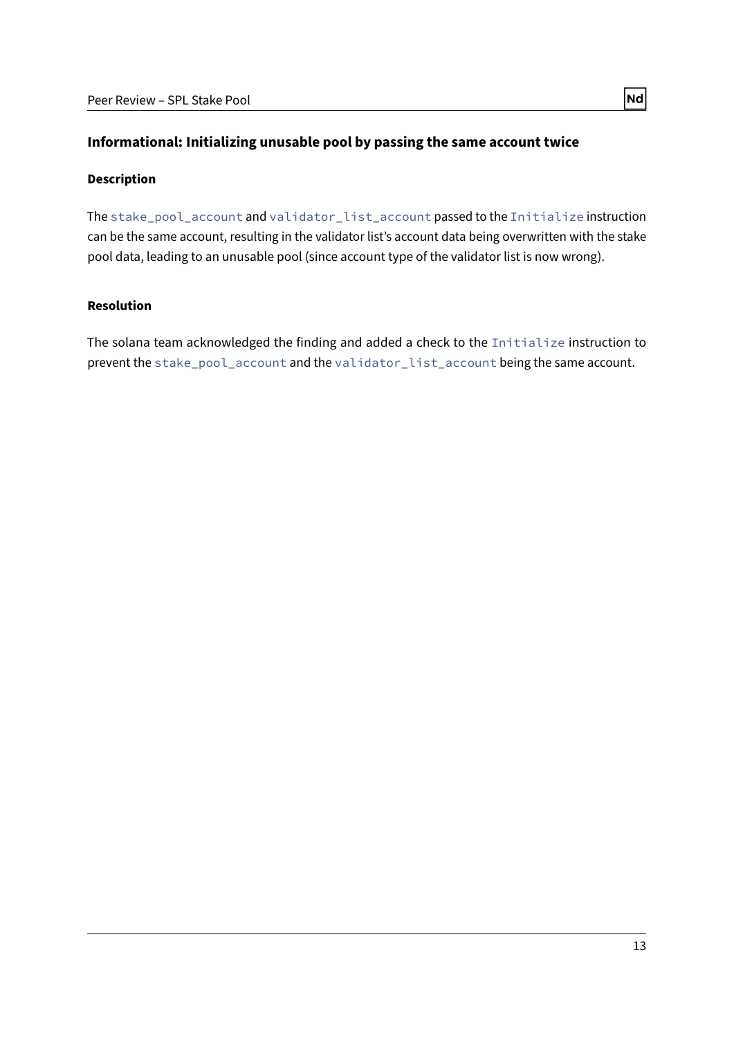### Informational: Initializing unusable pool by passing the same account twice

#### Description

The `stake_pool_account` and `validator_list_account` passed to the `Initialize` instruction can be the same account, resulting in the validator list's account data being overwritten with the stake pool data, leading to an unusable pool (since account type of the validator list is now wrong).

#### Resolution

The solana team acknowledged the finding and added a check to the `Initialize` instruction to prevent the `stake_pool_account` and the `validator_list_account` being the same account.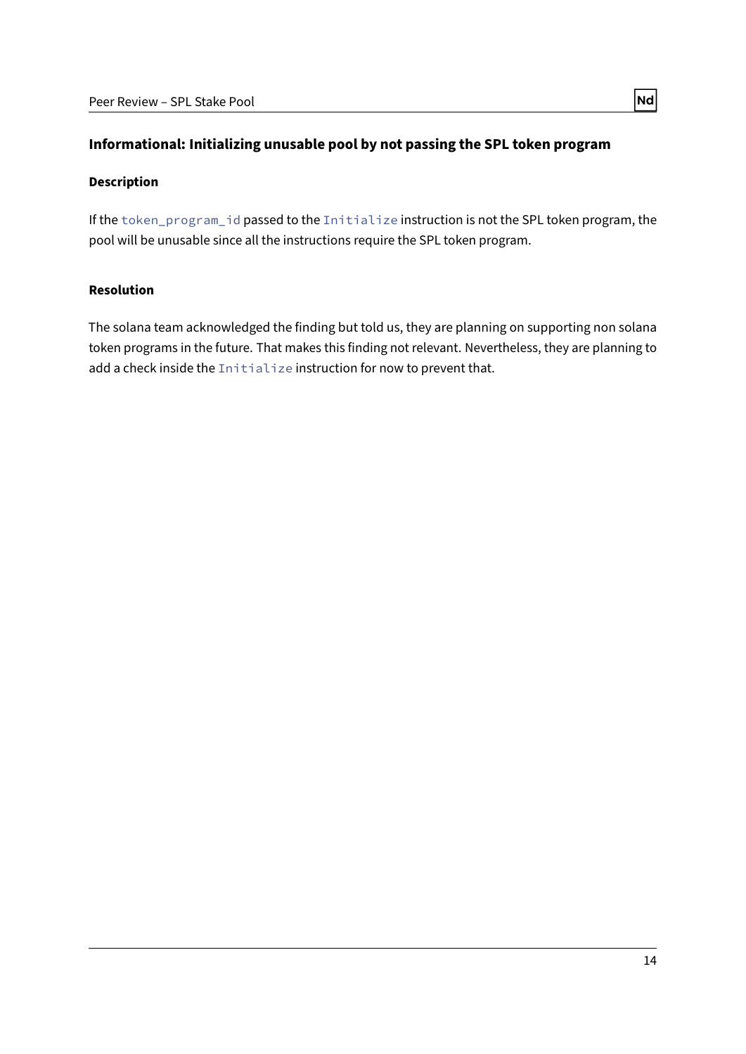### Informational: Initializing unusable pool by not passing the SPL token program

#### Description

If the `token_program_id` passed to the `Initialize` instruction is not the SPL token program, the pool will be unusable since all the instructions require the SPL token program.

#### Resolution

The solana team acknowledged the finding but told us, they are planning on supporting non solana token programs in the future. That makes this finding not relevant. Nevertheless, they are planning to add a check inside the `Initialize` instruction for now to prevent that.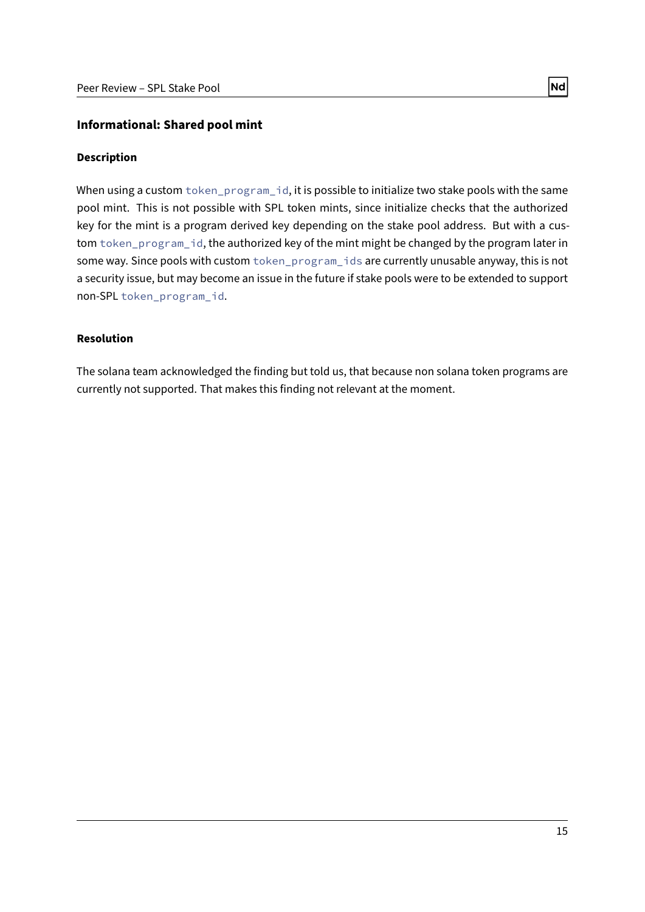### Informational: Shared pool mint

#### Description

When using a custom `token_program_id`, it is possible to initialize two stake pools with the same pool mint. This is not possible with SPL token mints, since initialize checks that the authorized key for the mint is a program derived key depending on the stake pool address. But with a custom `token_program_id`, the authorized key of the mint might be changed by the program later in some way. Since pools with custom `token_program_ids` are currently unusable anyway, this is not a security issue, but may become an issue in the future if stake pools were to be extended to support non-SPL `token_program_id`.

#### Resolution

The solana team acknowledged the finding but told us, that because non solana token programs are currently not supported. That makes this finding not relevant at the moment.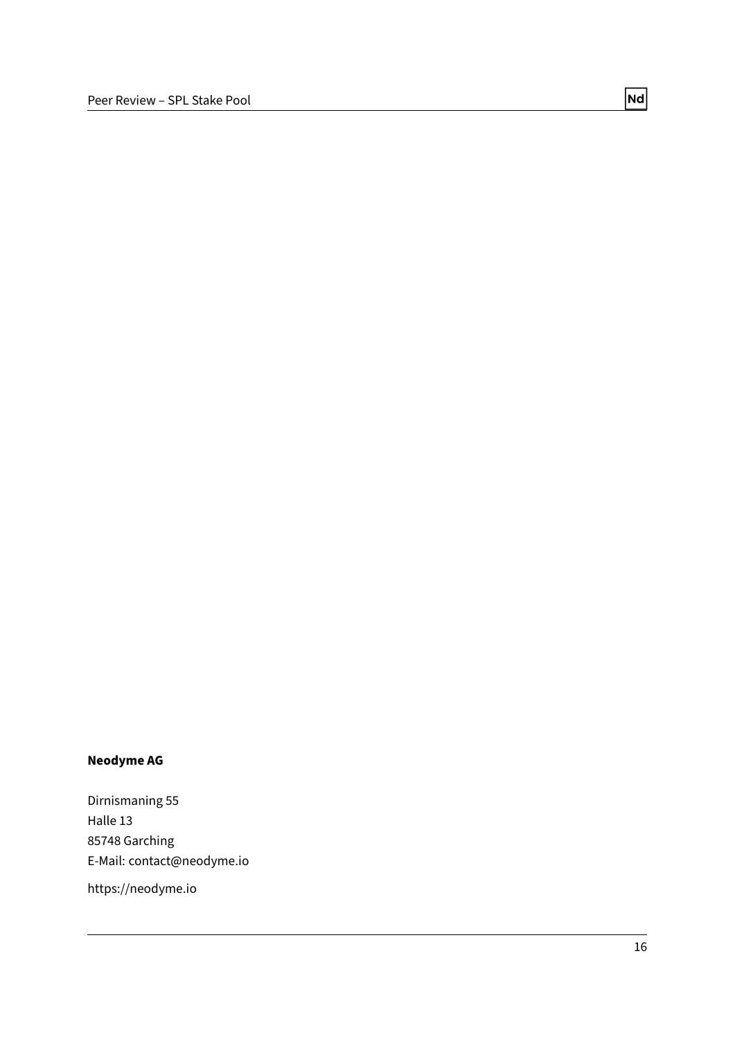**Neodyme AG**

Dirnismaning 55
Halle 13
85748 Garching
E-Mail: contact@neodyme.io

https://neodyme.io